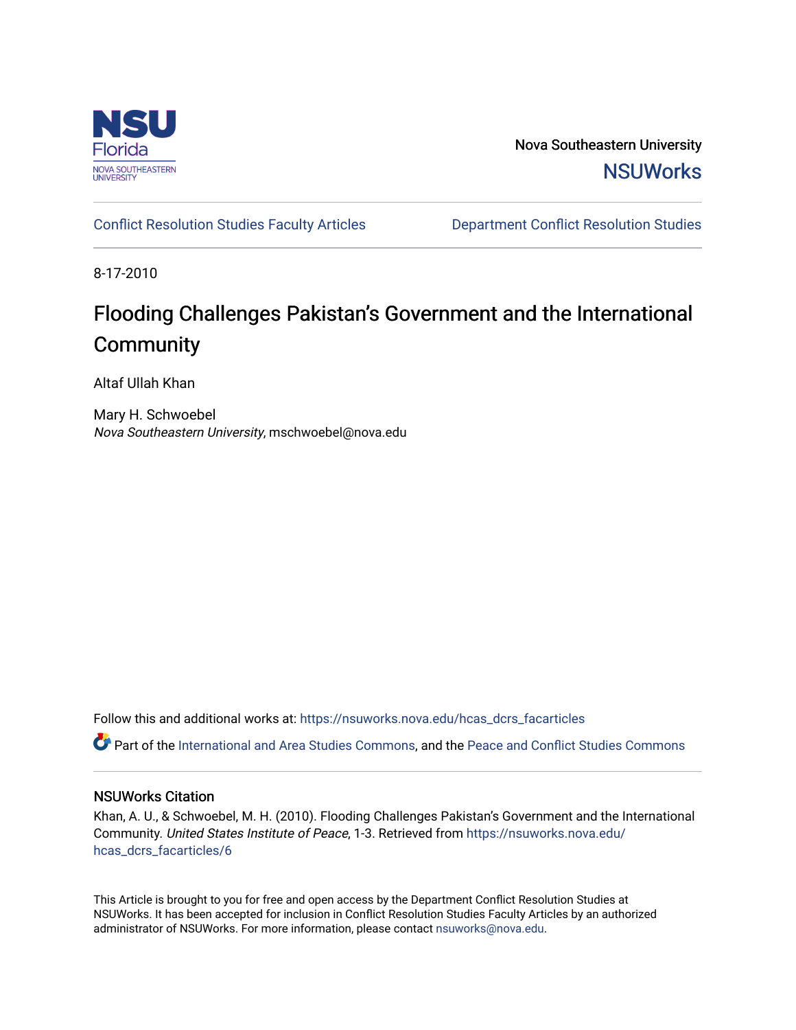Nova Southeastern University

NSUWorks

Conflict Resolution Studies Faculty Articles | Department Conflict Resolution Studies

8-17-2010

# Flooding Challenges Pakistan's Government and the International Community

Altaf Ullah Khan

Mary H. Schwoebel
*Nova Southeastern University*, mschwoebel@nova.edu

Follow this and additional works at: https://nsuworks.nova.edu/hcas_dcrs_facarticles

Part of the International and Area Studies Commons, and the Peace and Conflict Studies Commons

## NSUWorks Citation

Khan, A. U., & Schwoebel, M. H. (2010). Flooding Challenges Pakistan's Government and the International Community. *United States Institute of Peace*, 1-3. Retrieved from https://nsuworks.nova.edu/hcas_dcrs_facarticles/6

This Article is brought to you for free and open access by the Department Conflict Resolution Studies at NSUWorks. It has been accepted for inclusion in Conflict Resolution Studies Faculty Articles by an authorized administrator of NSUWorks. For more information, please contact nsuworks@nova.edu.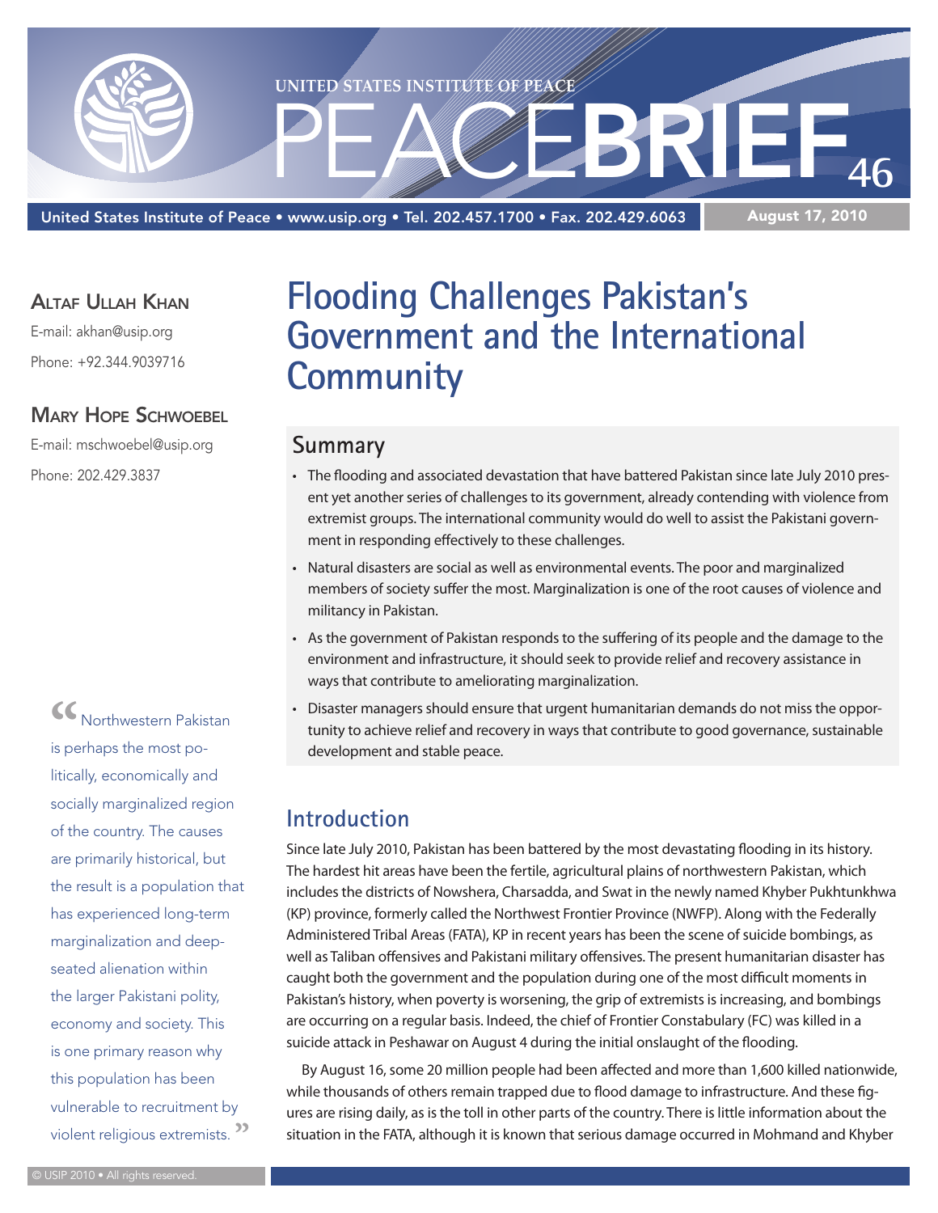# Flooding Challenges Pakistan's Government and the International Community

**Altaf Ullah Khan**

E-mail: akhan@usip.org

Phone: +92.344.9039716

**Mary Hope Schwoebel**

E-mail: mschwoebel@usip.org

Phone: 202.429.3837

## Summary

- The flooding and associated devastation that have battered Pakistan since late July 2010 present yet another series of challenges to its government, already contending with violence from extremist groups. The international community would do well to assist the Pakistani government in responding effectively to these challenges.
- Natural disasters are social as well as environmental events. The poor and marginalized members of society suffer the most. Marginalization is one of the root causes of violence and militancy in Pakistan.
- As the government of Pakistan responds to the suffering of its people and the damage to the environment and infrastructure, it should seek to provide relief and recovery assistance in ways that contribute to ameliorating marginalization.
- Disaster managers should ensure that urgent humanitarian demands do not miss the opportunity to achieve relief and recovery in ways that contribute to good governance, sustainable development and stable peace.

> "Northwestern Pakistan is perhaps the most politically, economically and socially marginalized region of the country. The causes are primarily historical, but the result is a population that has experienced long-term marginalization and deep-seated alienation within the larger Pakistani polity, economy and society. This is one primary reason why this population has been vulnerable to recruitment by violent religious extremists."

## Introduction

Since late July 2010, Pakistan has been battered by the most devastating flooding in its history. The hardest hit areas have been the fertile, agricultural plains of northwestern Pakistan, which includes the districts of Nowshera, Charsadda, and Swat in the newly named Khyber Pukhtunkhwa (KP) province, formerly called the Northwest Frontier Province (NWFP). Along with the Federally Administered Tribal Areas (FATA), KP in recent years has been the scene of suicide bombings, as well as Taliban offensives and Pakistani military offensives. The present humanitarian disaster has caught both the government and the population during one of the most difficult moments in Pakistan's history, when poverty is worsening, the grip of extremists is increasing, and bombings are occurring on a regular basis. Indeed, the chief of Frontier Constabulary (FC) was killed in a suicide attack in Peshawar on August 4 during the initial onslaught of the flooding.

By August 16, some 20 million people had been affected and more than 1,600 killed nationwide, while thousands of others remain trapped due to flood damage to infrastructure. And these figures are rising daily, as is the toll in other parts of the country. There is little information about the situation in the FATA, although it is known that serious damage occurred in Mohmand and Khyber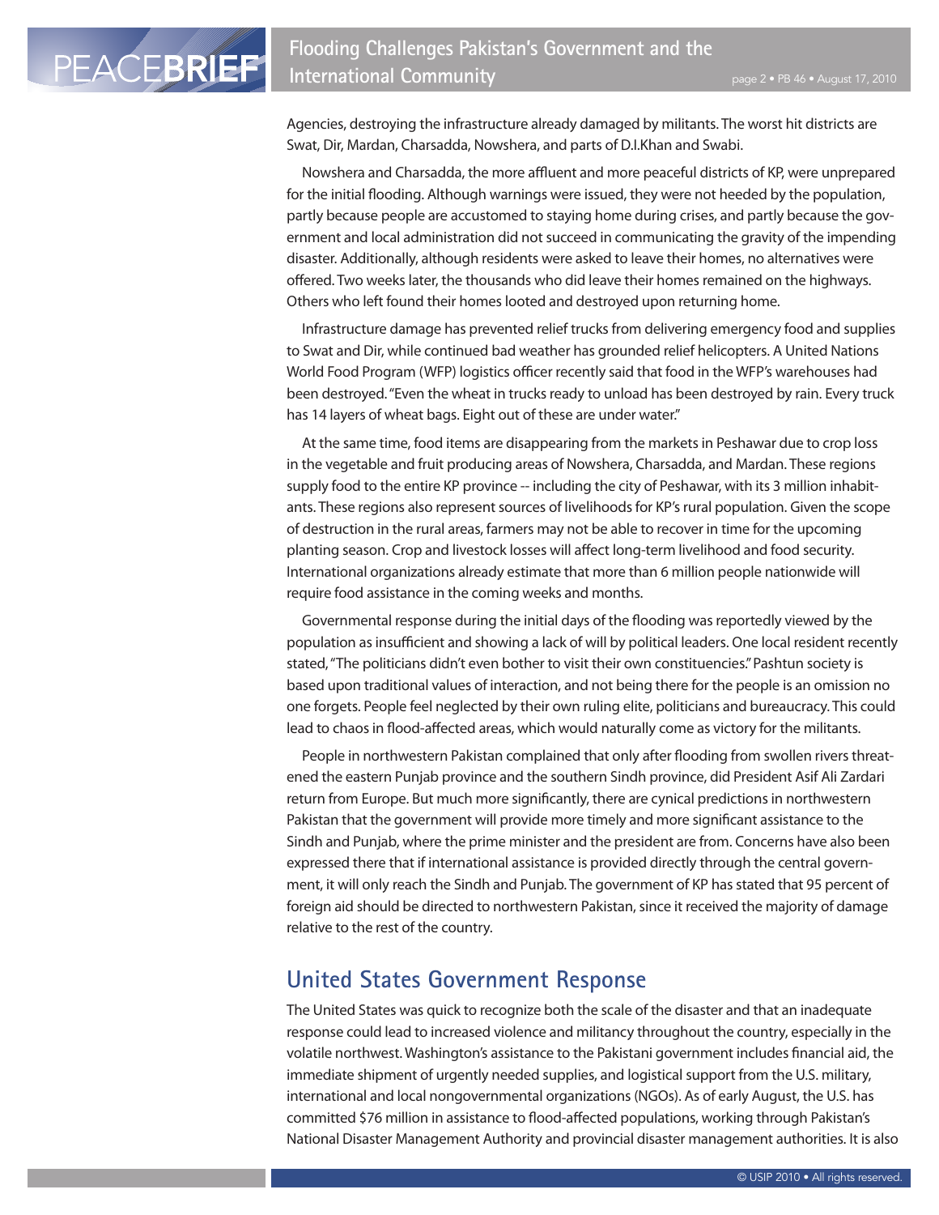Agencies, destroying the infrastructure already damaged by militants. The worst hit districts are Swat, Dir, Mardan, Charsadda, Nowshera, and parts of D.I.Khan and Swabi.

Nowshera and Charsadda, the more affluent and more peaceful districts of KP, were unprepared for the initial flooding. Although warnings were issued, they were not heeded by the population, partly because people are accustomed to staying home during crises, and partly because the government and local administration did not succeed in communicating the gravity of the impending disaster. Additionally, although residents were asked to leave their homes, no alternatives were offered. Two weeks later, the thousands who did leave their homes remained on the highways. Others who left found their homes looted and destroyed upon returning home.

Infrastructure damage has prevented relief trucks from delivering emergency food and supplies to Swat and Dir, while continued bad weather has grounded relief helicopters. A United Nations World Food Program (WFP) logistics officer recently said that food in the WFP's warehouses had been destroyed. "Even the wheat in trucks ready to unload has been destroyed by rain. Every truck has 14 layers of wheat bags. Eight out of these are under water."

At the same time, food items are disappearing from the markets in Peshawar due to crop loss in the vegetable and fruit producing areas of Nowshera, Charsadda, and Mardan. These regions supply food to the entire KP province -- including the city of Peshawar, with its 3 million inhabitants. These regions also represent sources of livelihoods for KP's rural population. Given the scope of destruction in the rural areas, farmers may not be able to recover in time for the upcoming planting season. Crop and livestock losses will affect long-term livelihood and food security. International organizations already estimate that more than 6 million people nationwide will require food assistance in the coming weeks and months.

Governmental response during the initial days of the flooding was reportedly viewed by the population as insufficient and showing a lack of will by political leaders. One local resident recently stated, "The politicians didn't even bother to visit their own constituencies." Pashtun society is based upon traditional values of interaction, and not being there for the people is an omission no one forgets. People feel neglected by their own ruling elite, politicians and bureaucracy. This could lead to chaos in flood-affected areas, which would naturally come as victory for the militants.

People in northwestern Pakistan complained that only after flooding from swollen rivers threatened the eastern Punjab province and the southern Sindh province, did President Asif Ali Zardari return from Europe. But much more significantly, there are cynical predictions in northwestern Pakistan that the government will provide more timely and more significant assistance to the Sindh and Punjab, where the prime minister and the president are from. Concerns have also been expressed there that if international assistance is provided directly through the central government, it will only reach the Sindh and Punjab. The government of KP has stated that 95 percent of foreign aid should be directed to northwestern Pakistan, since it received the majority of damage relative to the rest of the country.

## United States Government Response

The United States was quick to recognize both the scale of the disaster and that an inadequate response could lead to increased violence and militancy throughout the country, especially in the volatile northwest. Washington's assistance to the Pakistani government includes financial aid, the immediate shipment of urgently needed supplies, and logistical support from the U.S. military, international and local nongovernmental organizations (NGOs). As of early August, the U.S. has committed $76 million in assistance to flood-affected populations, working through Pakistan's National Disaster Management Authority and provincial disaster management authorities. It is also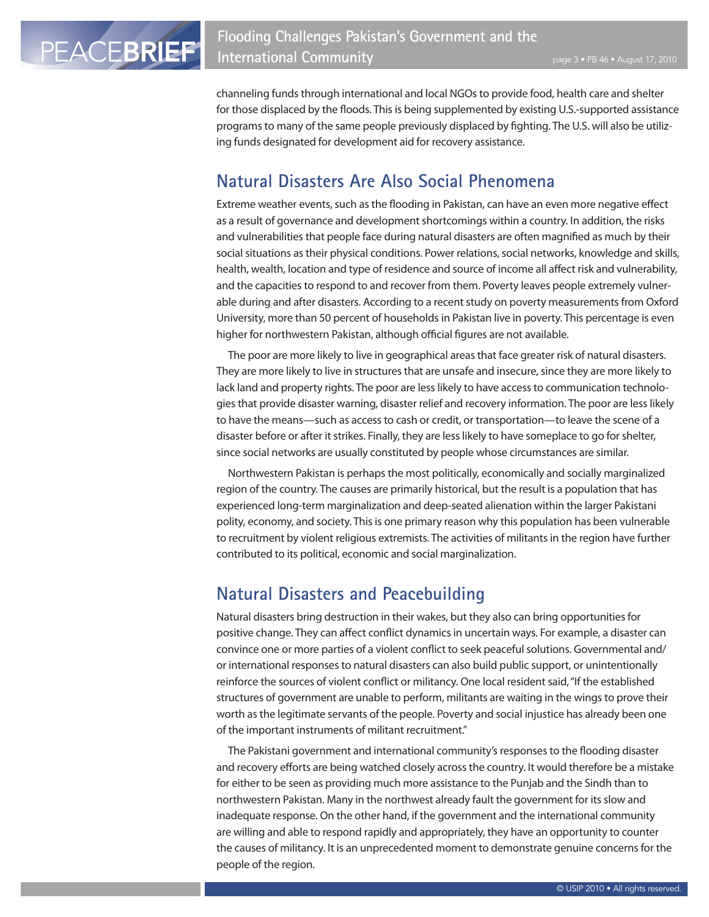channeling funds through international and local NGOs to provide food, health care and shelter for those displaced by the floods. This is being supplemented by existing U.S.-supported assistance programs to many of the same people previously displaced by fighting. The U.S. will also be utilizing funds designated for development aid for recovery assistance.

## Natural Disasters Are Also Social Phenomena

Extreme weather events, such as the flooding in Pakistan, can have an even more negative effect as a result of governance and development shortcomings within a country. In addition, the risks and vulnerabilities that people face during natural disasters are often magnified as much by their social situations as their physical conditions. Power relations, social networks, knowledge and skills, health, wealth, location and type of residence and source of income all affect risk and vulnerability, and the capacities to respond to and recover from them. Poverty leaves people extremely vulnerable during and after disasters. According to a recent study on poverty measurements from Oxford University, more than 50 percent of households in Pakistan live in poverty. This percentage is even higher for northwestern Pakistan, although official figures are not available.

The poor are more likely to live in geographical areas that face greater risk of natural disasters. They are more likely to live in structures that are unsafe and insecure, since they are more likely to lack land and property rights. The poor are less likely to have access to communication technologies that provide disaster warning, disaster relief and recovery information. The poor are less likely to have the means—such as access to cash or credit, or transportation—to leave the scene of a disaster before or after it strikes. Finally, they are less likely to have someplace to go for shelter, since social networks are usually constituted by people whose circumstances are similar.

Northwestern Pakistan is perhaps the most politically, economically and socially marginalized region of the country. The causes are primarily historical, but the result is a population that has experienced long-term marginalization and deep-seated alienation within the larger Pakistani polity, economy, and society. This is one primary reason why this population has been vulnerable to recruitment by violent religious extremists. The activities of militants in the region have further contributed to its political, economic and social marginalization.

## Natural Disasters and Peacebuilding

Natural disasters bring destruction in their wakes, but they also can bring opportunities for positive change. They can affect conflict dynamics in uncertain ways. For example, a disaster can convince one or more parties of a violent conflict to seek peaceful solutions. Governmental and/or international responses to natural disasters can also build public support, or unintentionally reinforce the sources of violent conflict or militancy. One local resident said, "If the established structures of government are unable to perform, militants are waiting in the wings to prove their worth as the legitimate servants of the people. Poverty and social injustice has already been one of the important instruments of militant recruitment."

The Pakistani government and international community's responses to the flooding disaster and recovery efforts are being watched closely across the country. It would therefore be a mistake for either to be seen as providing much more assistance to the Punjab and the Sindh than to northwestern Pakistan. Many in the northwest already fault the government for its slow and inadequate response. On the other hand, if the government and the international community are willing and able to respond rapidly and appropriately, they have an opportunity to counter the causes of militancy. It is an unprecedented moment to demonstrate genuine concerns for the people of the region.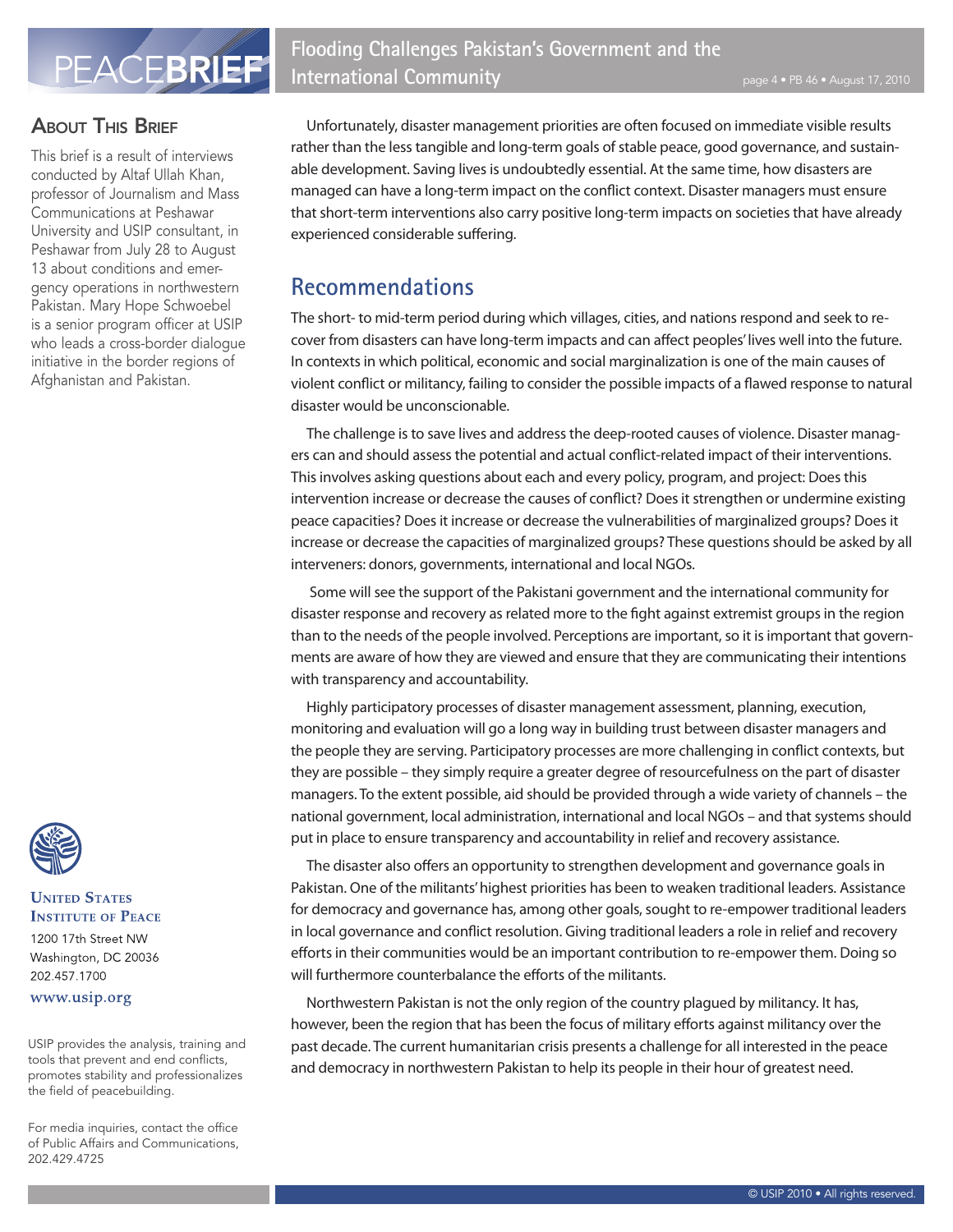Unfortunately, disaster management priorities are often focused on immediate visible results rather than the less tangible and long-term goals of stable peace, good governance, and sustainable development. Saving lives is undoubtedly essential. At the same time, how disasters are managed can have a long-term impact on the conflict context. Disaster managers must ensure that short-term interventions also carry positive long-term impacts on societies that have already experienced considerable suffering.

## Recommendations

The short- to mid-term period during which villages, cities, and nations respond and seek to recover from disasters can have long-term impacts and can affect peoples' lives well into the future. In contexts in which political, economic and social marginalization is one of the main causes of violent conflict or militancy, failing to consider the possible impacts of a flawed response to natural disaster would be unconscionable.

The challenge is to save lives and address the deep-rooted causes of violence. Disaster managers can and should assess the potential and actual conflict-related impact of their interventions. This involves asking questions about each and every policy, program, and project: Does this intervention increase or decrease the causes of conflict? Does it strengthen or undermine existing peace capacities? Does it increase or decrease the vulnerabilities of marginalized groups? Does it increase or decrease the capacities of marginalized groups? These questions should be asked by all interveners: donors, governments, international and local NGOs.

Some will see the support of the Pakistani government and the international community for disaster response and recovery as related more to the fight against extremist groups in the region than to the needs of the people involved. Perceptions are important, so it is important that governments are aware of how they are viewed and ensure that they are communicating their intentions with transparency and accountability.

Highly participatory processes of disaster management assessment, planning, execution, monitoring and evaluation will go a long way in building trust between disaster managers and the people they are serving. Participatory processes are more challenging in conflict contexts, but they are possible – they simply require a greater degree of resourcefulness on the part of disaster managers. To the extent possible, aid should be provided through a wide variety of channels – the national government, local administration, international and local NGOs – and that systems should put in place to ensure transparency and accountability in relief and recovery assistance.

The disaster also offers an opportunity to strengthen development and governance goals in Pakistan. One of the militants' highest priorities has been to weaken traditional leaders. Assistance for democracy and governance has, among other goals, sought to re-empower traditional leaders in local governance and conflict resolution. Giving traditional leaders a role in relief and recovery efforts in their communities would be an important contribution to re-empower them. Doing so will furthermore counterbalance the efforts of the militants.

Northwestern Pakistan is not the only region of the country plagued by militancy. It has, however, been the region that has been the focus of military efforts against militancy over the past decade. The current humanitarian crisis presents a challenge for all interested in the peace and democracy in northwestern Pakistan to help its people in their hour of greatest need.

### About This Brief

This brief is a result of interviews conducted by Altaf Ullah Khan, professor of Journalism and Mass Communications at Peshawar University and USIP consultant, in Peshawar from July 28 to August 13 about conditions and emergency operations in northwestern Pakistan. Mary Hope Schwoebel is a senior program officer at USIP who leads a cross-border dialogue initiative in the border regions of Afghanistan and Pakistan.

**United States Institute of Peace**
1200 17th Street NW
Washington, DC 20036
202.457.1700
www.usip.org

USIP provides the analysis, training and tools that prevent and end conflicts, promotes stability and professionalizes the field of peacebuilding.

For media inquiries, contact the office of Public Affairs and Communications, 202.429.4725

© USIP 2010 • All rights reserved.